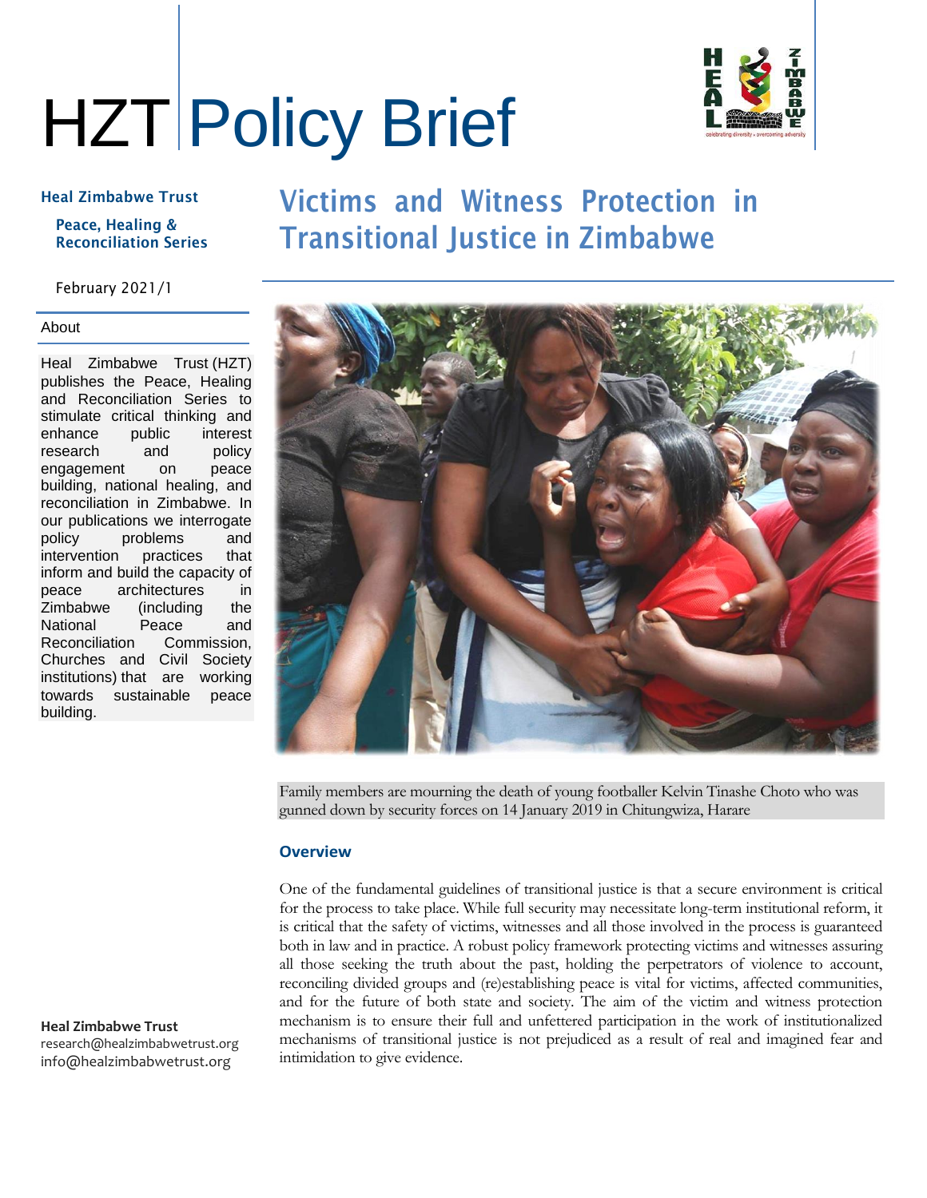# HZT Policy Brief

**Heal Zimbabwe Trust**

**Peace, Healing & Reconciliation Series**

February 2021/1

## About

Heal Zimbabwe Trust (HZT) publishes the Peace, Healing and Reconciliation Series to stimulate critical thinking and enhance public interest research and policy engagement on peace building, national healing, and reconciliation in Zimbabwe. In our publications we interrogate policy problems and intervention practices that inform and build the capacity of peace architectures in Zimbabwe (including the National Peace and Reconciliation Commission, Churches and Civil Society institutions) that are working towards sustainable peace building.

**Heal Zimbabwe Trust**
research@healzimbabwetrust.org
info@healzimbabwetrust.org

# Victims and Witness Protection in Transitional Justice in Zimbabwe

Family members are mourning the death of young footballer Kelvin Tinashe Choto who was gunned down by security forces on 14 January 2019 in Chitungwiza, Harare

## Overview

One of the fundamental guidelines of transitional justice is that a secure environment is critical for the process to take place. While full security may necessitate long-term institutional reform, it is critical that the safety of victims, witnesses and all those involved in the process is guaranteed both in law and in practice. A robust policy framework protecting victims and witnesses assuring all those seeking the truth about the past, holding the perpetrators of violence to account, reconciling divided groups and (re)establishing peace is vital for victims, affected communities, and for the future of both state and society. The aim of the victim and witness protection mechanism is to ensure their full and unfettered participation in the work of institutionalized mechanisms of transitional justice is not prejudiced as a result of real and imagined fear and intimidation to give evidence.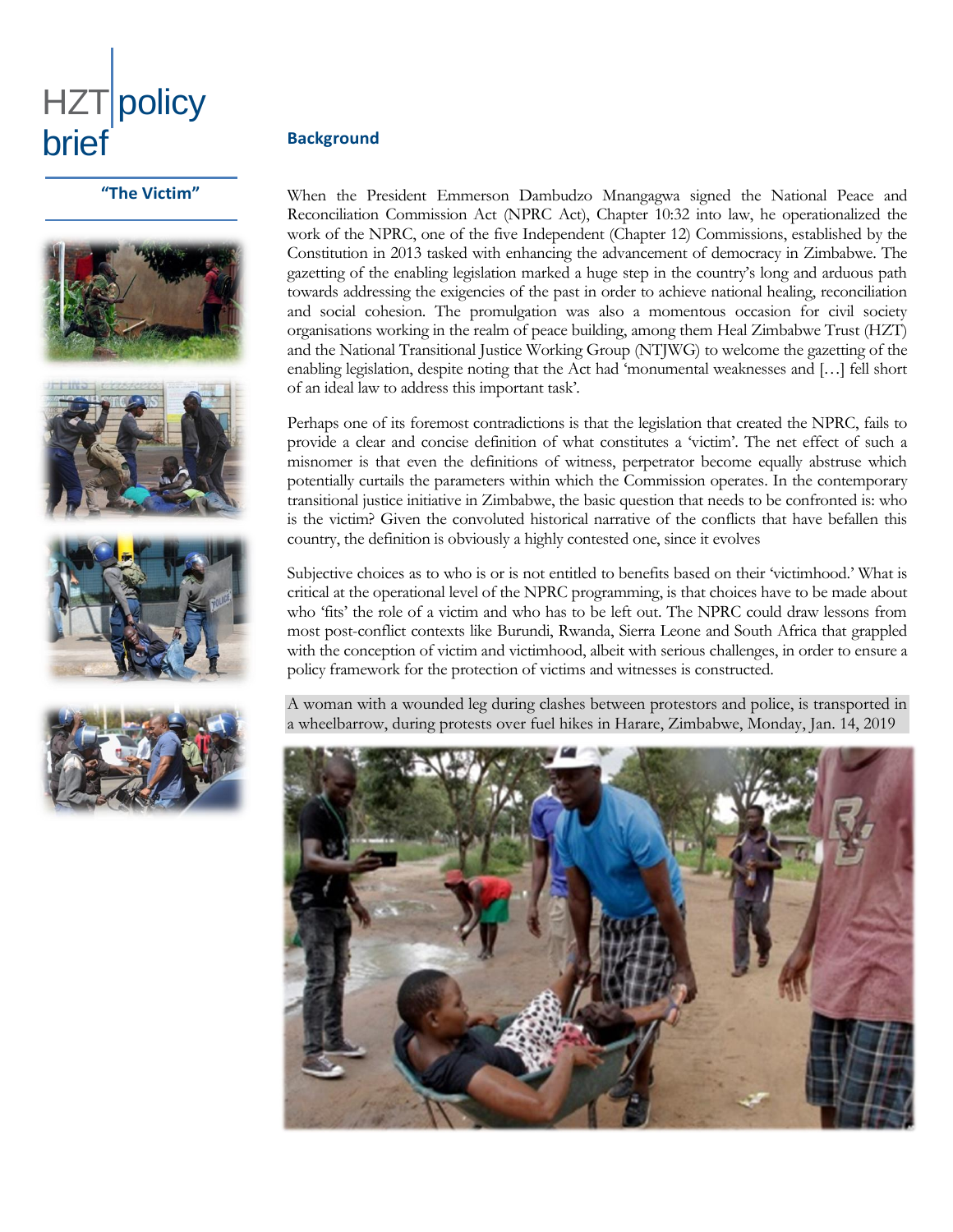# HZT policy brief

**"The Victim"**

## Background

When the President Emmerson Dambudzo Mnangagwa signed the National Peace and Reconciliation Commission Act (NPRC Act), Chapter 10:32 into law, he operationalized the work of the NPRC, one of the five Independent (Chapter 12) Commissions, established by the Constitution in 2013 tasked with enhancing the advancement of democracy in Zimbabwe. The gazetting of the enabling legislation marked a huge step in the country's long and arduous path towards addressing the exigencies of the past in order to achieve national healing, reconciliation and social cohesion. The promulgation was also a momentous occasion for civil society organisations working in the realm of peace building, among them Heal Zimbabwe Trust (HZT) and the National Transitional Justice Working Group (NTJWG) to welcome the gazetting of the enabling legislation, despite noting that the Act had 'monumental weaknesses and […] fell short of an ideal law to address this important task'.

Perhaps one of its foremost contradictions is that the legislation that created the NPRC, fails to provide a clear and concise definition of what constitutes a 'victim'. The net effect of such a misnomer is that even the definitions of witness, perpetrator become equally abstruse which potentially curtails the parameters within which the Commission operates. In the contemporary transitional justice initiative in Zimbabwe, the basic question that needs to be confronted is: who is the victim? Given the convoluted historical narrative of the conflicts that have befallen this country, the definition is obviously a highly contested one, since it evolves

Subjective choices as to who is or is not entitled to benefits based on their 'victimhood.' What is critical at the operational level of the NPRC programming, is that choices have to be made about who 'fits' the role of a victim and who has to be left out. The NPRC could draw lessons from most post-conflict contexts like Burundi, Rwanda, Sierra Leone and South Africa that grappled with the conception of victim and victimhood, albeit with serious challenges, in order to ensure a policy framework for the protection of victims and witnesses is constructed.

A woman with a wounded leg during clashes between protestors and police, is transported in a wheelbarrow, during protests over fuel hikes in Harare, Zimbabwe, Monday, Jan. 14, 2019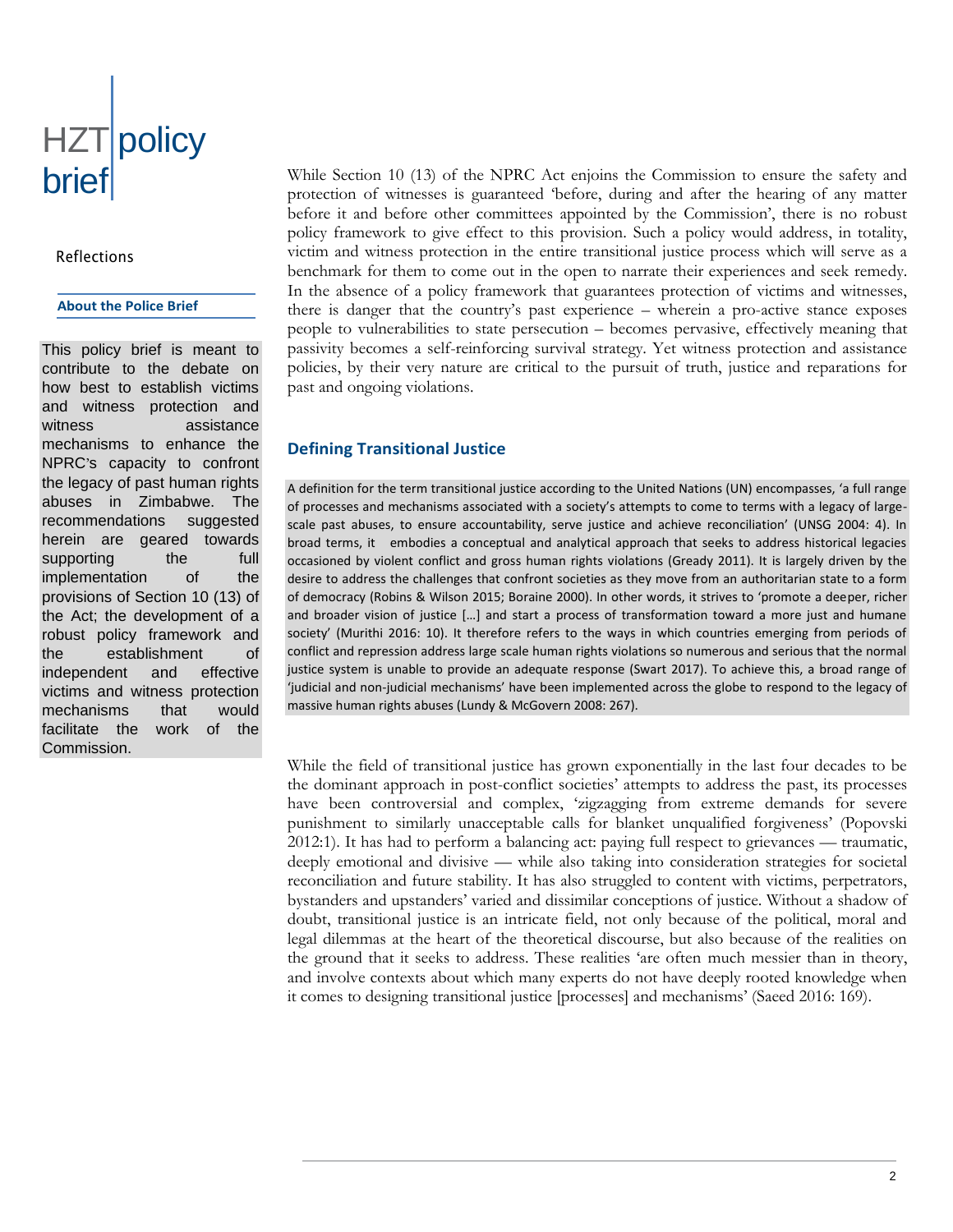HZT policy brief

Reflections

**About the Police Brief**

This policy brief is meant to contribute to the debate on how best to establish victims and witness protection and witness assistance mechanisms to enhance the NPRC's capacity to confront the legacy of past human rights abuses in Zimbabwe. The recommendations suggested herein are geared towards supporting the full implementation of the provisions of Section 10 (13) of the Act; the development of a robust policy framework and the establishment of independent and effective victims and witness protection mechanisms that would facilitate the work of the Commission.

While Section 10 (13) of the NPRC Act enjoins the Commission to ensure the safety and protection of witnesses is guaranteed 'before, during and after the hearing of any matter before it and before other committees appointed by the Commission', there is no robust policy framework to give effect to this provision. Such a policy would address, in totality, victim and witness protection in the entire transitional justice process which will serve as a benchmark for them to come out in the open to narrate their experiences and seek remedy. In the absence of a policy framework that guarantees protection of victims and witnesses, there is danger that the country's past experience – wherein a pro-active stance exposes people to vulnerabilities to state persecution – becomes pervasive, effectively meaning that passivity becomes a self-reinforcing survival strategy. Yet witness protection and assistance policies, by their very nature are critical to the pursuit of truth, justice and reparations for past and ongoing violations.

## Defining Transitional Justice

A definition for the term transitional justice according to the United Nations (UN) encompasses, 'a full range of processes and mechanisms associated with a society's attempts to come to terms with a legacy of large-scale past abuses, to ensure accountability, serve justice and achieve reconciliation' (UNSG 2004: 4). In broad terms, it embodies a conceptual and analytical approach that seeks to address historical legacies occasioned by violent conflict and gross human rights violations (Gready 2011). It is largely driven by the desire to address the challenges that confront societies as they move from an authoritarian state to a form of democracy (Robins & Wilson 2015; Boraine 2000). In other words, it strives to 'promote a deeper, richer and broader vision of justice […] and start a process of transformation toward a more just and humane society' (Murithi 2016: 10). It therefore refers to the ways in which countries emerging from periods of conflict and repression address large scale human rights violations so numerous and serious that the normal justice system is unable to provide an adequate response (Swart 2017). To achieve this, a broad range of 'judicial and non-judicial mechanisms' have been implemented across the globe to respond to the legacy of massive human rights abuses (Lundy & McGovern 2008: 267).

While the field of transitional justice has grown exponentially in the last four decades to be the dominant approach in post-conflict societies' attempts to address the past, its processes have been controversial and complex, 'zigzagging from extreme demands for severe punishment to similarly unacceptable calls for blanket unqualified forgiveness' (Popovski 2012:1). It has had to perform a balancing act: paying full respect to grievances — traumatic, deeply emotional and divisive — while also taking into consideration strategies for societal reconciliation and future stability. It has also struggled to content with victims, perpetrators, bystanders and upstanders' varied and dissimilar conceptions of justice. Without a shadow of doubt, transitional justice is an intricate field, not only because of the political, moral and legal dilemmas at the heart of the theoretical discourse, but also because of the realities on the ground that it seeks to address. These realities 'are often much messier than in theory, and involve contexts about which many experts do not have deeply rooted knowledge when it comes to designing transitional justice [processes] and mechanisms' (Saeed 2016: 169).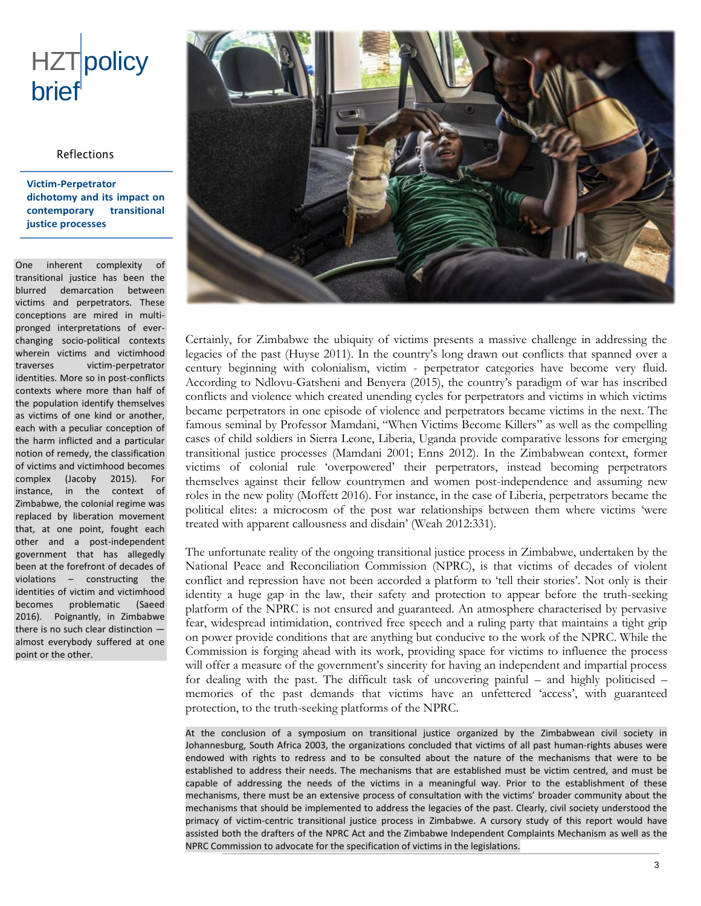HZT policy brief

Reflections

**Victim-Perpetrator dichotomy and its impact on contemporary transitional justice processes**

One inherent complexity of transitional justice has been the blurred demarcation between victims and perpetrators. These conceptions are mired in multi-pronged interpretations of ever-changing socio-political contexts wherein victims and victimhood traverses victim-perpetrator identities. More so in post-conflicts contexts where more than half of the population identify themselves as victims of one kind or another, each with a peculiar conception of the harm inflicted and a particular notion of remedy, the classification of victims and victimhood becomes complex (Jacoby 2015). For instance, in the context of Zimbabwe, the colonial regime was replaced by liberation movement that, at one point, fought each other and a post-independent government that has allegedly been at the forefront of decades of violations – constructing the identities of victim and victimhood becomes problematic (Saeed 2016). Poignantly, in Zimbabwe there is no such clear distinction — almost everybody suffered at one point or the other.

Certainly, for Zimbabwe the ubiquity of victims presents a massive challenge in addressing the legacies of the past (Huyse 2011). In the country's long drawn out conflicts that spanned over a century beginning with colonialism, victim - perpetrator categories have become very fluid. According to Ndlovu-Gatsheni and Benyera (2015), the country's paradigm of war has inscribed conflicts and violence which created unending cycles for perpetrators and victims in which victims became perpetrators in one episode of violence and perpetrators became victims in the next. The famous seminal by Professor Mamdani, "When Victims Become Killers" as well as the compelling cases of child soldiers in Sierra Leone, Liberia, Uganda provide comparative lessons for emerging transitional justice processes (Mamdani 2001; Enns 2012). In the Zimbabwean context, former victims of colonial rule 'overpowered' their perpetrators, instead becoming perpetrators themselves against their fellow countrymen and women post-independence and assuming new roles in the new polity (Moffett 2016). For instance, in the case of Liberia, perpetrators became the political elites: a microcosm of the post war relationships between them where victims 'were treated with apparent callousness and disdain' (Weah 2012:331).

The unfortunate reality of the ongoing transitional justice process in Zimbabwe, undertaken by the National Peace and Reconciliation Commission (NPRC), is that victims of decades of violent conflict and repression have not been accorded a platform to 'tell their stories'. Not only is their identity a huge gap in the law, their safety and protection to appear before the truth-seeking platform of the NPRC is not ensured and guaranteed. An atmosphere characterised by pervasive fear, widespread intimidation, contrived free speech and a ruling party that maintains a tight grip on power provide conditions that are anything but conducive to the work of the NPRC. While the Commission is forging ahead with its work, providing space for victims to influence the process will offer a measure of the government's sincerity for having an independent and impartial process for dealing with the past. The difficult task of uncovering painful – and highly politicised – memories of the past demands that victims have an unfettered 'access', with guaranteed protection, to the truth-seeking platforms of the NPRC.

At the conclusion of a symposium on transitional justice organized by the Zimbabwean civil society in Johannesburg, South Africa 2003, the organizations concluded that victims of all past human-rights abuses were endowed with rights to redress and to be consulted about the nature of the mechanisms that were to be established to address their needs. The mechanisms that are established must be victim centred, and must be capable of addressing the needs of the victims in a meaningful way. Prior to the establishment of these mechanisms, there must be an extensive process of consultation with the victims' broader community about the mechanisms that should be implemented to address the legacies of the past. Clearly, civil society understood the primacy of victim-centric transitional justice process in Zimbabwe. A cursory study of this report would have assisted both the drafters of the NPRC Act and the Zimbabwe Independent Complaints Mechanism as well as the NPRC Commission to advocate for the specification of victims in the legislations.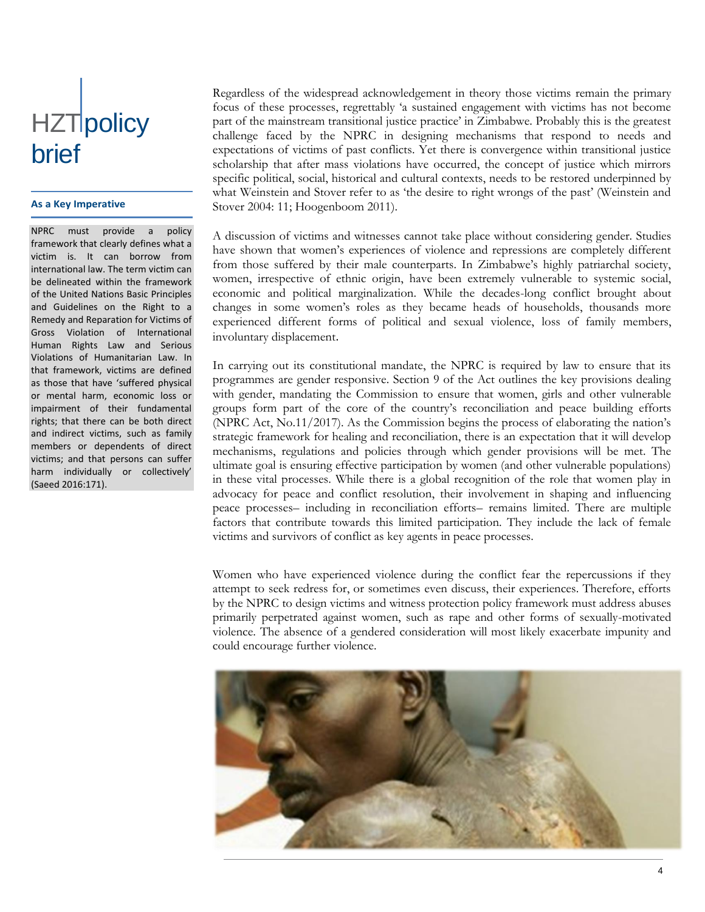## As a Key Imperative

NPRC must provide a policy framework that clearly defines what a victim is. It can borrow from international law. The term victim can be delineated within the framework of the United Nations Basic Principles and Guidelines on the Right to a Remedy and Reparation for Victims of Gross Violation of International Human Rights Law and Serious Violations of Humanitarian Law. In that framework, victims are defined as those that have 'suffered physical or mental harm, economic loss or impairment of their fundamental rights; that there can be both direct and indirect victims, such as family members or dependents of direct victims; and that persons can suffer harm individually or collectively' (Saeed 2016:171).

Regardless of the widespread acknowledgement in theory those victims remain the primary focus of these processes, regrettably 'a sustained engagement with victims has not become part of the mainstream transitional justice practice' in Zimbabwe. Probably this is the greatest challenge faced by the NPRC in designing mechanisms that respond to needs and expectations of victims of past conflicts. Yet there is convergence within transitional justice scholarship that after mass violations have occurred, the concept of justice which mirrors specific political, social, historical and cultural contexts, needs to be restored underpinned by what Weinstein and Stover refer to as 'the desire to right wrongs of the past' (Weinstein and Stover 2004: 11; Hoogenboom 2011).

A discussion of victims and witnesses cannot take place without considering gender. Studies have shown that women's experiences of violence and repressions are completely different from those suffered by their male counterparts. In Zimbabwe's highly patriarchal society, women, irrespective of ethnic origin, have been extremely vulnerable to systemic social, economic and political marginalization. While the decades-long conflict brought about changes in some women's roles as they became heads of households, thousands more experienced different forms of political and sexual violence, loss of family members, involuntary displacement.

In carrying out its constitutional mandate, the NPRC is required by law to ensure that its programmes are gender responsive. Section 9 of the Act outlines the key provisions dealing with gender, mandating the Commission to ensure that women, girls and other vulnerable groups form part of the core of the country's reconciliation and peace building efforts (NPRC Act, No.11/2017). As the Commission begins the process of elaborating the nation's strategic framework for healing and reconciliation, there is an expectation that it will develop mechanisms, regulations and policies through which gender provisions will be met. The ultimate goal is ensuring effective participation by women (and other vulnerable populations) in these vital processes. While there is a global recognition of the role that women play in advocacy for peace and conflict resolution, their involvement in shaping and influencing peace processes– including in reconciliation efforts– remains limited. There are multiple factors that contribute towards this limited participation. They include the lack of female victims and survivors of conflict as key agents in peace processes.

Women who have experienced violence during the conflict fear the repercussions if they attempt to seek redress for, or sometimes even discuss, their experiences. Therefore, efforts by the NPRC to design victims and witness protection policy framework must address abuses primarily perpetrated against women, such as rape and other forms of sexually-motivated violence. The absence of a gendered consideration will most likely exacerbate impunity and could encourage further violence.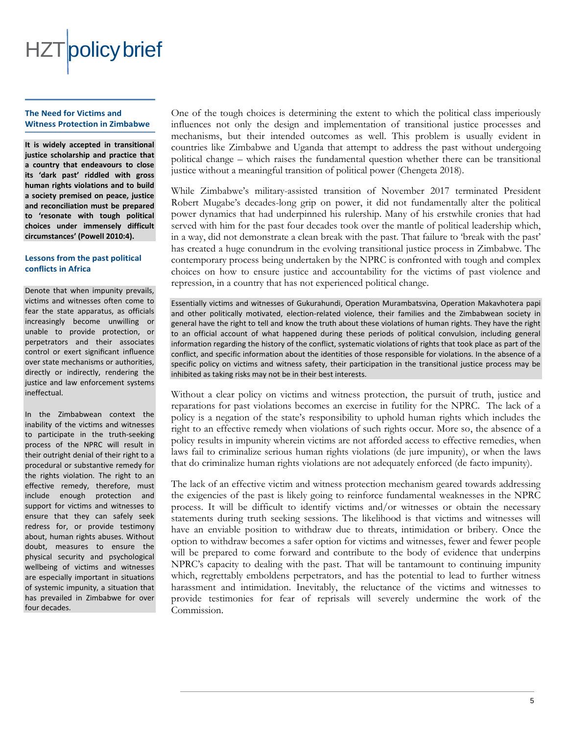### The Need for Victims and Witness Protection in Zimbabwe

**It is widely accepted in transitional justice scholarship and practice that a country that endeavours to close its 'dark past' riddled with gross human rights violations and to build a society premised on peace, justice and reconciliation must be prepared to 'resonate with tough political choices under immensely difficult circumstances' (Powell 2010:4).**

### Lessons from the past political conflicts in Africa

Denote that when impunity prevails, victims and witnesses often come to fear the state apparatus, as officials increasingly become unwilling or unable to provide protection, or perpetrators and their associates control or exert significant influence over state mechanisms or authorities, directly or indirectly, rendering the justice and law enforcement systems ineffectual.

In the Zimbabwean context the inability of the victims and witnesses to participate in the truth-seeking process of the NPRC will result in their outright denial of their right to a procedural or substantive remedy for the rights violation. The right to an effective remedy, therefore, must include enough protection and support for victims and witnesses to ensure that they can safely seek redress for, or provide testimony about, human rights abuses. Without doubt, measures to ensure the physical security and psychological wellbeing of victims and witnesses are especially important in situations of systemic impunity, a situation that has prevailed in Zimbabwe for over four decades.

One of the tough choices is determining the extent to which the political class imperiously influences not only the design and implementation of transitional justice processes and mechanisms, but their intended outcomes as well. This problem is usually evident in countries like Zimbabwe and Uganda that attempt to address the past without undergoing political change – which raises the fundamental question whether there can be transitional justice without a meaningful transition of political power (Chengeta 2018).

While Zimbabwe's military-assisted transition of November 2017 terminated President Robert Mugabe's decades-long grip on power, it did not fundamentally alter the political power dynamics that had underpinned his rulership. Many of his erstwhile cronies that had served with him for the past four decades took over the mantle of political leadership which, in a way, did not demonstrate a clean break with the past. That failure to 'break with the past' has created a huge conundrum in the evolving transitional justice process in Zimbabwe. The contemporary process being undertaken by the NPRC is confronted with tough and complex choices on how to ensure justice and accountability for the victims of past violence and repression, in a country that has not experienced political change.

Essentially victims and witnesses of Gukurahundi, Operation Murambatsvina, Operation Makavhotera papi and other politically motivated, election-related violence, their families and the Zimbabwean society in general have the right to tell and know the truth about these violations of human rights. They have the right to an official account of what happened during these periods of political convulsion, including general information regarding the history of the conflict, systematic violations of rights that took place as part of the conflict, and specific information about the identities of those responsible for violations. In the absence of a specific policy on victims and witness safety, their participation in the transitional justice process may be inhibited as taking risks may not be in their best interests.

Without a clear policy on victims and witness protection, the pursuit of truth, justice and reparations for past violations becomes an exercise in futility for the NPRC. The lack of a policy is a negation of the state's responsibility to uphold human rights which includes the right to an effective remedy when violations of such rights occur. More so, the absence of a policy results in impunity wherein victims are not afforded access to effective remedies, when laws fail to criminalize serious human rights violations (de jure impunity), or when the laws that do criminalize human rights violations are not adequately enforced (de facto impunity).

The lack of an effective victim and witness protection mechanism geared towards addressing the exigencies of the past is likely going to reinforce fundamental weaknesses in the NPRC process. It will be difficult to identify victims and/or witnesses or obtain the necessary statements during truth seeking sessions. The likelihood is that victims and witnesses will have an enviable position to withdraw due to threats, intimidation or bribery. Once the option to withdraw becomes a safer option for victims and witnesses, fewer and fewer people will be prepared to come forward and contribute to the body of evidence that underpins NPRC's capacity to dealing with the past. That will be tantamount to continuing impunity which, regrettably emboldens perpetrators, and has the potential to lead to further witness harassment and intimidation. Inevitably, the reluctance of the victims and witnesses to provide testimonies for fear of reprisals will severely undermine the work of the Commission.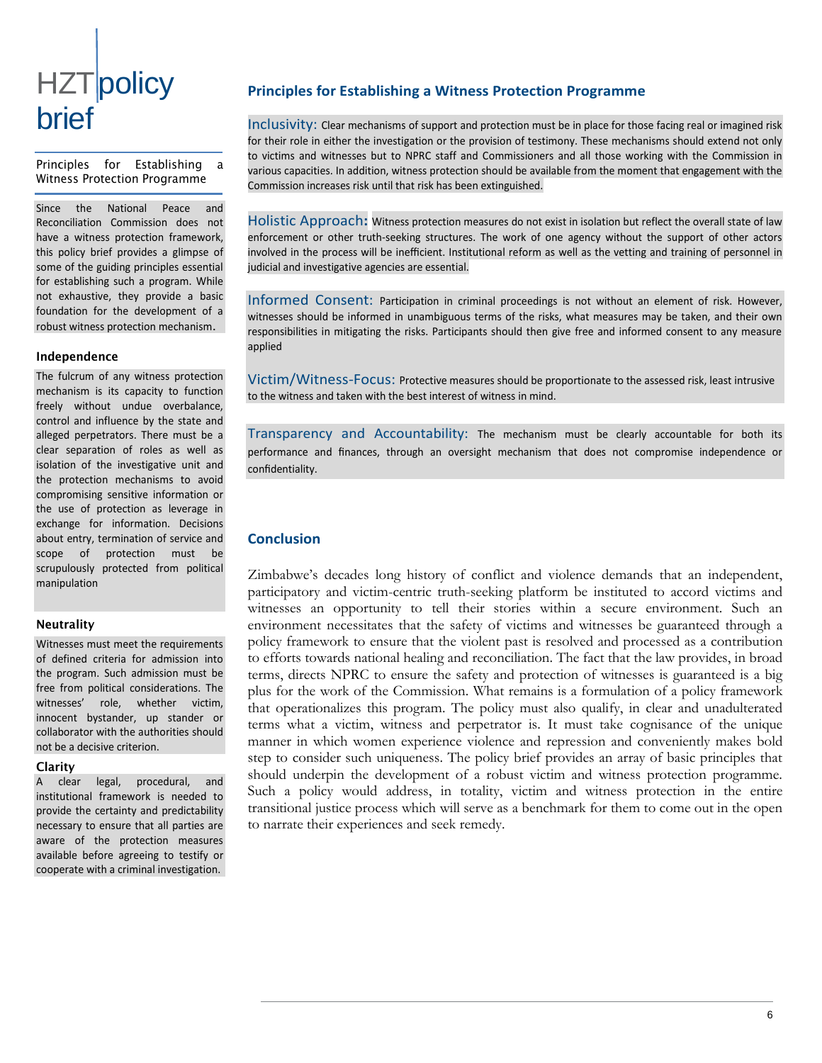# HZT policy brief

## Principles for Establishing a Witness Protection Programme

Since the National Peace and Reconciliation Commission does not have a witness protection framework, this policy brief provides a glimpse of some of the guiding principles essential for establishing such a program. While not exhaustive, they provide a basic foundation for the development of a robust witness protection mechanism.

### Independence

The fulcrum of any witness protection mechanism is its capacity to function freely without undue overbalance, control and influence by the state and alleged perpetrators. There must be a clear separation of roles as well as isolation of the investigative unit and the protection mechanisms to avoid compromising sensitive information or the use of protection as leverage in exchange for information. Decisions about entry, termination of service and scope of protection must be scrupulously protected from political manipulation

### Neutrality

Witnesses must meet the requirements of defined criteria for admission into the program. Such admission must be free from political considerations. The witnesses' role, whether victim, innocent bystander, up stander or collaborator with the authorities should not be a decisive criterion.

### Clarity

A clear legal, procedural, and institutional framework is needed to provide the certainty and predictability necessary to ensure that all parties are aware of the protection measures available before agreeing to testify or cooperate with a criminal investigation.

## Principles for Establishing a Witness Protection Programme

**Inclusivity:** Clear mechanisms of support and protection must be in place for those facing real or imagined risk for their role in either the investigation or the provision of testimony. These mechanisms should extend not only to victims and witnesses but to NPRC staff and Commissioners and all those working with the Commission in various capacities. In addition, witness protection should be available from the moment that engagement with the Commission increases risk until that risk has been extinguished.

**Holistic Approach:** Witness protection measures do not exist in isolation but reflect the overall state of law enforcement or other truth-seeking structures. The work of one agency without the support of other actors involved in the process will be inefficient. Institutional reform as well as the vetting and training of personnel in judicial and investigative agencies are essential.

**Informed Consent:** Participation in criminal proceedings is not without an element of risk. However, witnesses should be informed in unambiguous terms of the risks, what measures may be taken, and their own responsibilities in mitigating the risks. Participants should then give free and informed consent to any measure applied

**Victim/Witness-Focus:** Protective measures should be proportionate to the assessed risk, least intrusive to the witness and taken with the best interest of witness in mind.

**Transparency and Accountability:** The mechanism must be clearly accountable for both its performance and finances, through an oversight mechanism that does not compromise independence or confidentiality.

## Conclusion

Zimbabwe's decades long history of conflict and violence demands that an independent, participatory and victim-centric truth-seeking platform be instituted to accord victims and witnesses an opportunity to tell their stories within a secure environment. Such an environment necessitates that the safety of victims and witnesses be guaranteed through a policy framework to ensure that the violent past is resolved and processed as a contribution to efforts towards national healing and reconciliation. The fact that the law provides, in broad terms, directs NPRC to ensure the safety and protection of witnesses is guaranteed is a big plus for the work of the Commission. What remains is a formulation of a policy framework that operationalizes this program. The policy must also qualify, in clear and unadulterated terms what a victim, witness and perpetrator is. It must take cognisance of the unique manner in which women experience violence and repression and conveniently makes bold step to consider such uniqueness. The policy brief provides an array of basic principles that should underpin the development of a robust victim and witness protection programme. Such a policy would address, in totality, victim and witness protection in the entire transitional justice process which will serve as a benchmark for them to come out in the open to narrate their experiences and seek remedy.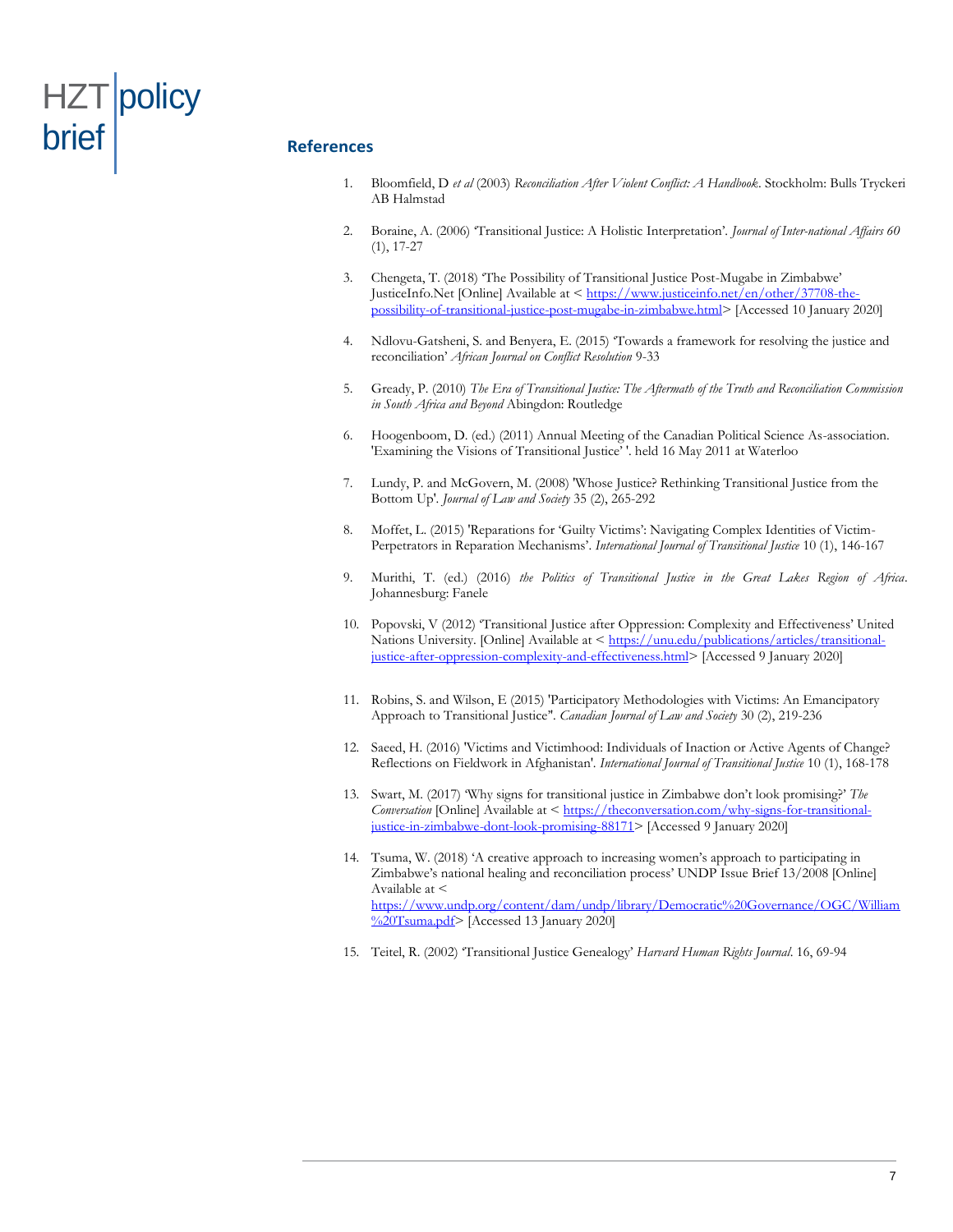## References

1. Bloomfield, D *et al* (2003) *Reconciliation After Violent Conflict: A Handbook*. Stockholm: Bulls Tryckeri AB Halmstad

2. Boraine, A. (2006) 'Transitional Justice: A Holistic Interpretation'. *Journal of Inter-national Affairs 60* (1), 17-27

3. Chengeta, T. (2018) 'The Possibility of Transitional Justice Post-Mugabe in Zimbabwe' JusticeInfo.Net [Online] Available at < https://www.justiceinfo.net/en/other/37708-the-possibility-of-transitional-justice-post-mugabe-in-zimbabwe.html> [Accessed 10 January 2020]

4. Ndlovu-Gatsheni, S. and Benyera, E. (2015) 'Towards a framework for resolving the justice and reconciliation' *African Journal on Conflict Resolution* 9-33

5. Gready, P. (2010) *The Era of Transitional Justice: The Aftermath of the Truth and Reconciliation Commission in South Africa and Beyond* Abingdon: Routledge

6. Hoogenboom, D. (ed.) (2011) Annual Meeting of the Canadian Political Science As-association. 'Examining the Visions of Transitional Justice' '. held 16 May 2011 at Waterloo

7. Lundy, P. and McGovern, M. (2008) 'Whose Justice? Rethinking Transitional Justice from the Bottom Up'. *Journal of Law and Society* 35 (2), 265-292

8. Moffet, L. (2015) 'Reparations for 'Guilty Victims': Navigating Complex Identities of Victim-Perpetrators in Reparation Mechanisms'. *International Journal of Transitional Justice* 10 (1), 146-167

9. Murithi, T. (ed.) (2016) *the Politics of Transitional Justice in the Great Lakes Region of Africa*. Johannesburg: Fanele

10. Popovski, V (2012) 'Transitional Justice after Oppression: Complexity and Effectiveness' United Nations University. [Online] Available at < https://unu.edu/publications/articles/transitional-justice-after-oppression-complexity-and-effectiveness.html> [Accessed 9 January 2020]

11. Robins, S. and Wilson, E (2015) 'Participatory Methodologies with Victims: An Emancipatory Approach to Transitional Justice''. *Canadian Journal of Law and Society* 30 (2), 219-236

12. Saeed, H. (2016) 'Victims and Victimhood: Individuals of Inaction or Active Agents of Change? Reflections on Fieldwork in Afghanistan'. *International Journal of Transitional Justice* 10 (1), 168-178

13. Swart, M. (2017) 'Why signs for transitional justice in Zimbabwe don't look promising?' *The Conversation* [Online] Available at < https://theconversation.com/why-signs-for-transitional-justice-in-zimbabwe-dont-look-promising-88171> [Accessed 9 January 2020]

14. Tsuma, W. (2018) 'A creative approach to increasing women's approach to participating in Zimbabwe's national healing and reconciliation process' UNDP Issue Brief 13/2008 [Online] Available at < https://www.undp.org/content/dam/undp/library/Democratic%20Governance/OGC/William%20Tsuma.pdf> [Accessed 13 January 2020]

15. Teitel, R. (2002) 'Transitional Justice Genealogy' *Harvard Human Rights Journal*. 16, 69-94